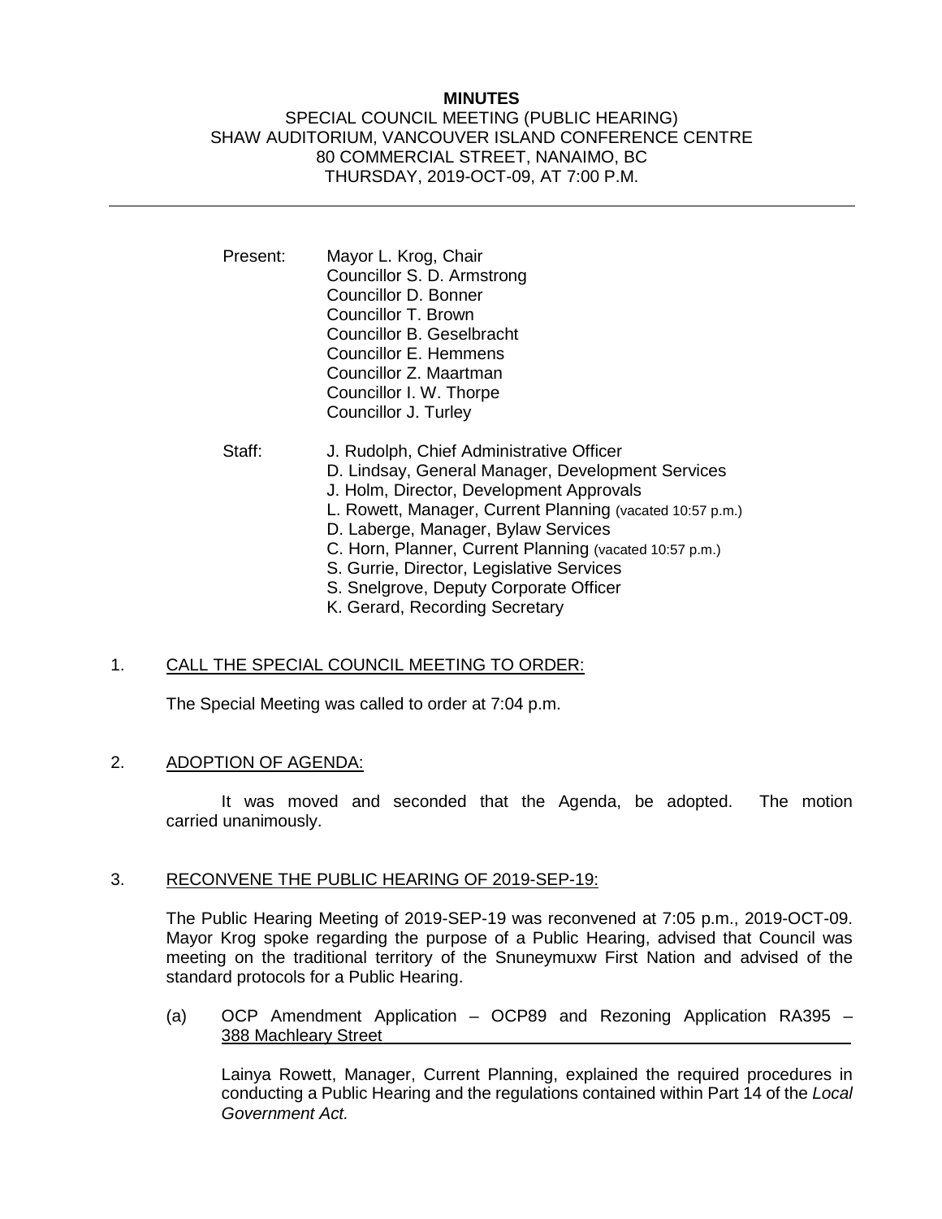**MINUTES**

SPECIAL COUNCIL MEETING (PUBLIC HEARING)
SHAW AUDITORIUM, VANCOUVER ISLAND CONFERENCE CENTRE
80 COMMERCIAL STREET, NANAIMO, BC
THURSDAY, 2019-OCT-09, AT 7:00 P.M.

---

Present: Mayor L. Krog, Chair
Councillor S. D. Armstrong
Councillor D. Bonner
Councillor T. Brown
Councillor B. Geselbracht
Councillor E. Hemmens
Councillor Z. Maartman
Councillor I. W. Thorpe
Councillor J. Turley

Staff: J. Rudolph, Chief Administrative Officer
D. Lindsay, General Manager, Development Services
J. Holm, Director, Development Approvals
L. Rowett, Manager, Current Planning (vacated 10:57 p.m.)
D. Laberge, Manager, Bylaw Services
C. Horn, Planner, Current Planning (vacated 10:57 p.m.)
S. Gurrie, Director, Legislative Services
S. Snelgrove, Deputy Corporate Officer
K. Gerard, Recording Secretary

1. CALL THE SPECIAL COUNCIL MEETING TO ORDER:

The Special Meeting was called to order at 7:04 p.m.

2. ADOPTION OF AGENDA:

It was moved and seconded that the Agenda, be adopted. The motion carried unanimously.

3. RECONVENE THE PUBLIC HEARING OF 2019-SEP-19:

The Public Hearing Meeting of 2019-SEP-19 was reconvened at 7:05 p.m., 2019-OCT-09. Mayor Krog spoke regarding the purpose of a Public Hearing, advised that Council was meeting on the traditional territory of the Snuneymuxw First Nation and advised of the standard protocols for a Public Hearing.

(a) OCP Amendment Application – OCP89 and Rezoning Application RA395 – 388 Machleary Street

Lainya Rowett, Manager, Current Planning, explained the required procedures in conducting a Public Hearing and the regulations contained within Part 14 of the *Local Government Act.*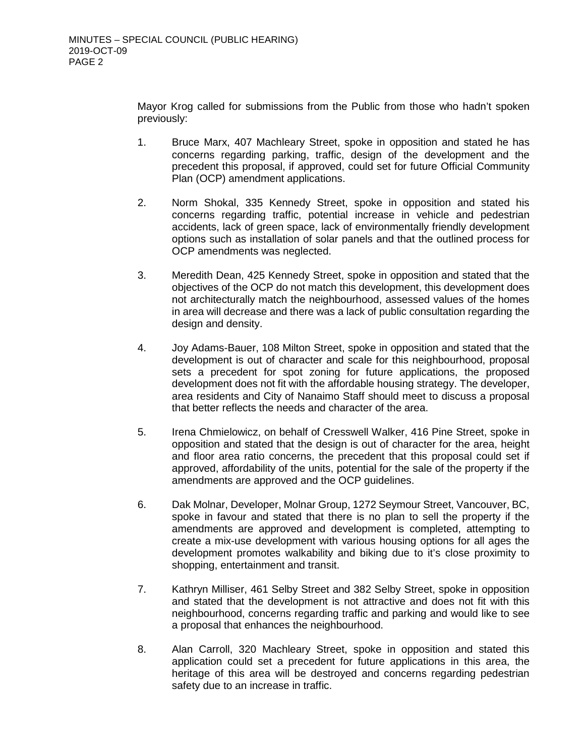Mayor Krog called for submissions from the Public from those who hadn't spoken previously:

1. Bruce Marx, 407 Machleary Street, spoke in opposition and stated he has concerns regarding parking, traffic, design of the development and the precedent this proposal, if approved, could set for future Official Community Plan (OCP) amendment applications.

2. Norm Shokal, 335 Kennedy Street, spoke in opposition and stated his concerns regarding traffic, potential increase in vehicle and pedestrian accidents, lack of green space, lack of environmentally friendly development options such as installation of solar panels and that the outlined process for OCP amendments was neglected.

3. Meredith Dean, 425 Kennedy Street, spoke in opposition and stated that the objectives of the OCP do not match this development, this development does not architecturally match the neighbourhood, assessed values of the homes in area will decrease and there was a lack of public consultation regarding the design and density.

4. Joy Adams-Bauer, 108 Milton Street, spoke in opposition and stated that the development is out of character and scale for this neighbourhood, proposal sets a precedent for spot zoning for future applications, the proposed development does not fit with the affordable housing strategy. The developer, area residents and City of Nanaimo Staff should meet to discuss a proposal that better reflects the needs and character of the area.

5. Irena Chmielowicz, on behalf of Cresswell Walker, 416 Pine Street, spoke in opposition and stated that the design is out of character for the area, height and floor area ratio concerns, the precedent that this proposal could set if approved, affordability of the units, potential for the sale of the property if the amendments are approved and the OCP guidelines.

6. Dak Molnar, Developer, Molnar Group, 1272 Seymour Street, Vancouver, BC, spoke in favour and stated that there is no plan to sell the property if the amendments are approved and development is completed, attempting to create a mix-use development with various housing options for all ages the development promotes walkability and biking due to it's close proximity to shopping, entertainment and transit.

7. Kathryn Milliser, 461 Selby Street and 382 Selby Street, spoke in opposition and stated that the development is not attractive and does not fit with this neighbourhood, concerns regarding traffic and parking and would like to see a proposal that enhances the neighbourhood.

8. Alan Carroll, 320 Machleary Street, spoke in opposition and stated this application could set a precedent for future applications in this area, the heritage of this area will be destroyed and concerns regarding pedestrian safety due to an increase in traffic.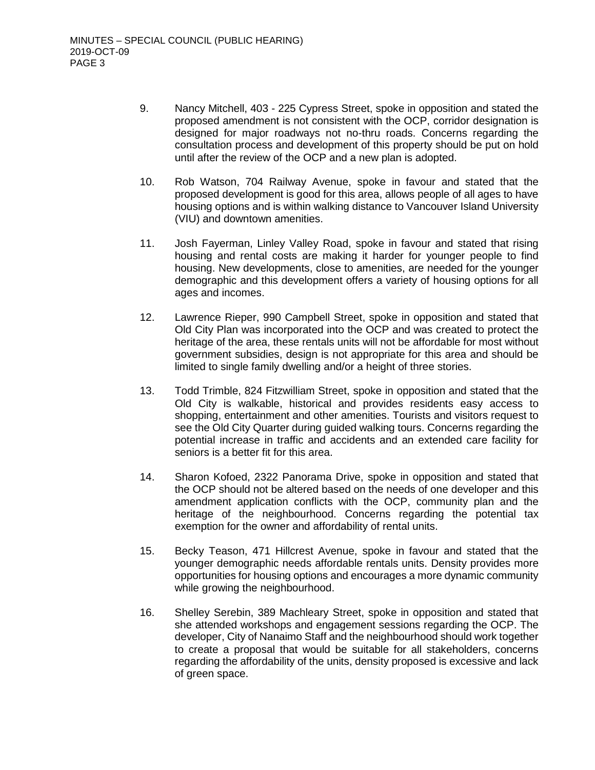9. Nancy Mitchell, 403 - 225 Cypress Street, spoke in opposition and stated the proposed amendment is not consistent with the OCP, corridor designation is designed for major roadways not no-thru roads. Concerns regarding the consultation process and development of this property should be put on hold until after the review of the OCP and a new plan is adopted.

10. Rob Watson, 704 Railway Avenue, spoke in favour and stated that the proposed development is good for this area, allows people of all ages to have housing options and is within walking distance to Vancouver Island University (VIU) and downtown amenities.

11. Josh Fayerman, Linley Valley Road, spoke in favour and stated that rising housing and rental costs are making it harder for younger people to find housing. New developments, close to amenities, are needed for the younger demographic and this development offers a variety of housing options for all ages and incomes.

12. Lawrence Rieper, 990 Campbell Street, spoke in opposition and stated that Old City Plan was incorporated into the OCP and was created to protect the heritage of the area, these rentals units will not be affordable for most without government subsidies, design is not appropriate for this area and should be limited to single family dwelling and/or a height of three stories.

13. Todd Trimble, 824 Fitzwilliam Street, spoke in opposition and stated that the Old City is walkable, historical and provides residents easy access to shopping, entertainment and other amenities. Tourists and visitors request to see the Old City Quarter during guided walking tours. Concerns regarding the potential increase in traffic and accidents and an extended care facility for seniors is a better fit for this area.

14. Sharon Kofoed, 2322 Panorama Drive, spoke in opposition and stated that the OCP should not be altered based on the needs of one developer and this amendment application conflicts with the OCP, community plan and the heritage of the neighbourhood. Concerns regarding the potential tax exemption for the owner and affordability of rental units.

15. Becky Teason, 471 Hillcrest Avenue, spoke in favour and stated that the younger demographic needs affordable rentals units. Density provides more opportunities for housing options and encourages a more dynamic community while growing the neighbourhood.

16. Shelley Serebin, 389 Machleary Street, spoke in opposition and stated that she attended workshops and engagement sessions regarding the OCP. The developer, City of Nanaimo Staff and the neighbourhood should work together to create a proposal that would be suitable for all stakeholders, concerns regarding the affordability of the units, density proposed is excessive and lack of green space.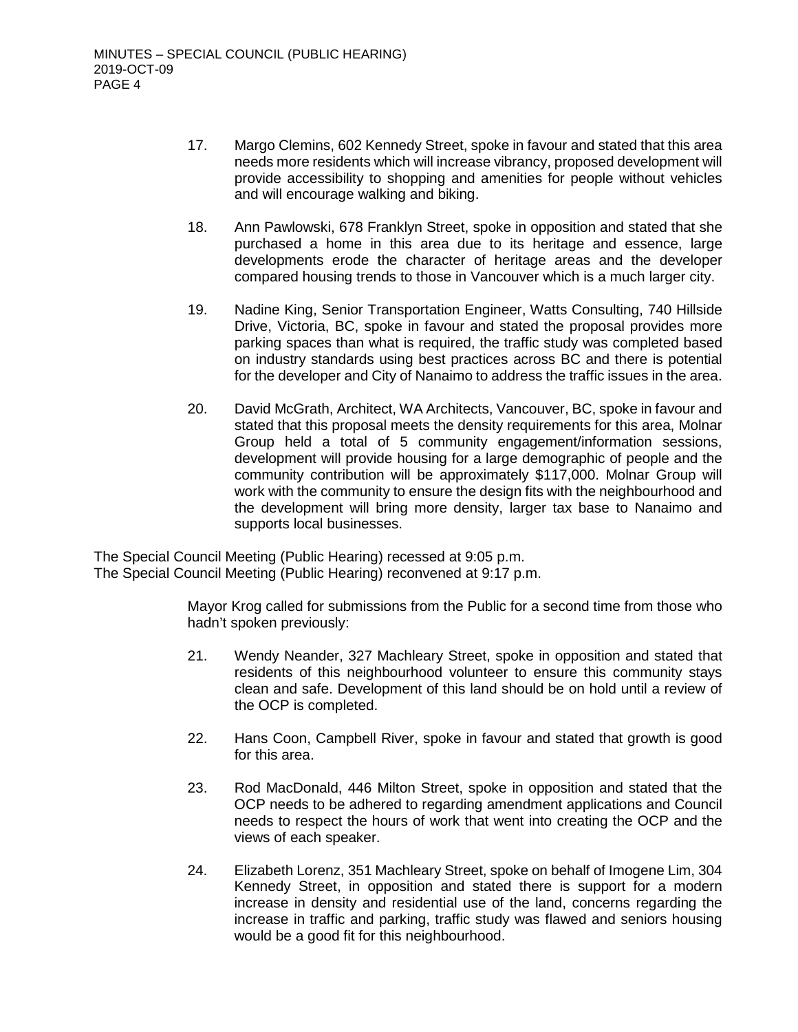17. Margo Clemins, 602 Kennedy Street, spoke in favour and stated that this area needs more residents which will increase vibrancy, proposed development will provide accessibility to shopping and amenities for people without vehicles and will encourage walking and biking.

18. Ann Pawlowski, 678 Franklyn Street, spoke in opposition and stated that she purchased a home in this area due to its heritage and essence, large developments erode the character of heritage areas and the developer compared housing trends to those in Vancouver which is a much larger city.

19. Nadine King, Senior Transportation Engineer, Watts Consulting, 740 Hillside Drive, Victoria, BC, spoke in favour and stated the proposal provides more parking spaces than what is required, the traffic study was completed based on industry standards using best practices across BC and there is potential for the developer and City of Nanaimo to address the traffic issues in the area.

20. David McGrath, Architect, WA Architects, Vancouver, BC, spoke in favour and stated that this proposal meets the density requirements for this area, Molnar Group held a total of 5 community engagement/information sessions, development will provide housing for a large demographic of people and the community contribution will be approximately $117,000. Molnar Group will work with the community to ensure the design fits with the neighbourhood and the development will bring more density, larger tax base to Nanaimo and supports local businesses.

The Special Council Meeting (Public Hearing) recessed at 9:05 p.m.
The Special Council Meeting (Public Hearing) reconvened at 9:17 p.m.

Mayor Krog called for submissions from the Public for a second time from those who hadn't spoken previously:

21. Wendy Neander, 327 Machleary Street, spoke in opposition and stated that residents of this neighbourhood volunteer to ensure this community stays clean and safe. Development of this land should be on hold until a review of the OCP is completed.

22. Hans Coon, Campbell River, spoke in favour and stated that growth is good for this area.

23. Rod MacDonald, 446 Milton Street, spoke in opposition and stated that the OCP needs to be adhered to regarding amendment applications and Council needs to respect the hours of work that went into creating the OCP and the views of each speaker.

24. Elizabeth Lorenz, 351 Machleary Street, spoke on behalf of Imogene Lim, 304 Kennedy Street, in opposition and stated there is support for a modern increase in density and residential use of the land, concerns regarding the increase in traffic and parking, traffic study was flawed and seniors housing would be a good fit for this neighbourhood.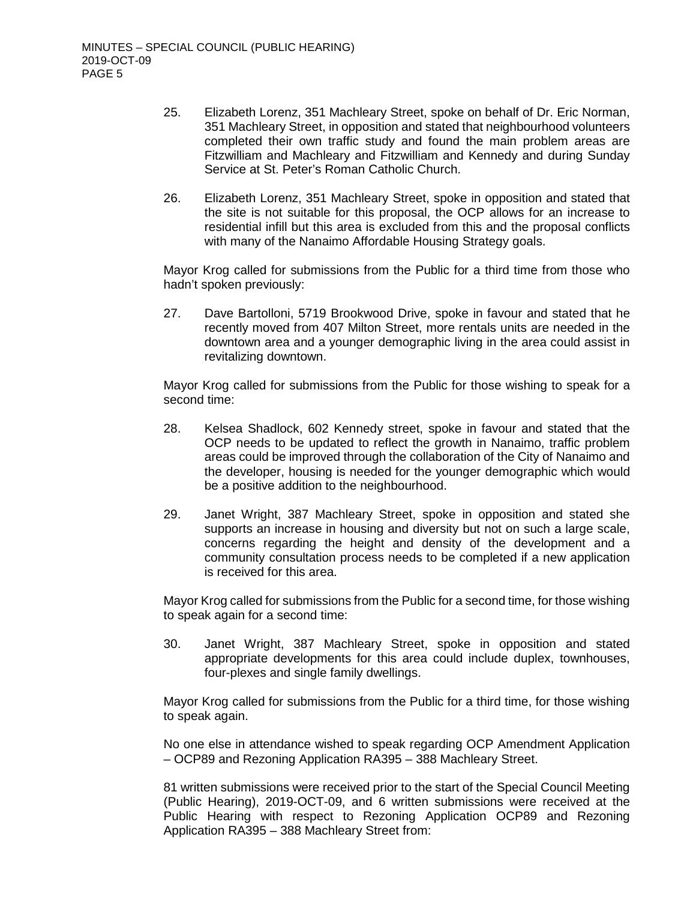25. Elizabeth Lorenz, 351 Machleary Street, spoke on behalf of Dr. Eric Norman, 351 Machleary Street, in opposition and stated that neighbourhood volunteers completed their own traffic study and found the main problem areas are Fitzwilliam and Machleary and Fitzwilliam and Kennedy and during Sunday Service at St. Peter's Roman Catholic Church.

26. Elizabeth Lorenz, 351 Machleary Street, spoke in opposition and stated that the site is not suitable for this proposal, the OCP allows for an increase to residential infill but this area is excluded from this and the proposal conflicts with many of the Nanaimo Affordable Housing Strategy goals.

Mayor Krog called for submissions from the Public for a third time from those who hadn't spoken previously:

27. Dave Bartolloni, 5719 Brookwood Drive, spoke in favour and stated that he recently moved from 407 Milton Street, more rentals units are needed in the downtown area and a younger demographic living in the area could assist in revitalizing downtown.

Mayor Krog called for submissions from the Public for those wishing to speak for a second time:

28. Kelsea Shadlock, 602 Kennedy street, spoke in favour and stated that the OCP needs to be updated to reflect the growth in Nanaimo, traffic problem areas could be improved through the collaboration of the City of Nanaimo and the developer, housing is needed for the younger demographic which would be a positive addition to the neighbourhood.

29. Janet Wright, 387 Machleary Street, spoke in opposition and stated she supports an increase in housing and diversity but not on such a large scale, concerns regarding the height and density of the development and a community consultation process needs to be completed if a new application is received for this area.

Mayor Krog called for submissions from the Public for a second time, for those wishing to speak again for a second time:

30. Janet Wright, 387 Machleary Street, spoke in opposition and stated appropriate developments for this area could include duplex, townhouses, four-plexes and single family dwellings.

Mayor Krog called for submissions from the Public for a third time, for those wishing to speak again.

No one else in attendance wished to speak regarding OCP Amendment Application – OCP89 and Rezoning Application RA395 – 388 Machleary Street.

81 written submissions were received prior to the start of the Special Council Meeting (Public Hearing), 2019-OCT-09, and 6 written submissions were received at the Public Hearing with respect to Rezoning Application OCP89 and Rezoning Application RA395 – 388 Machleary Street from: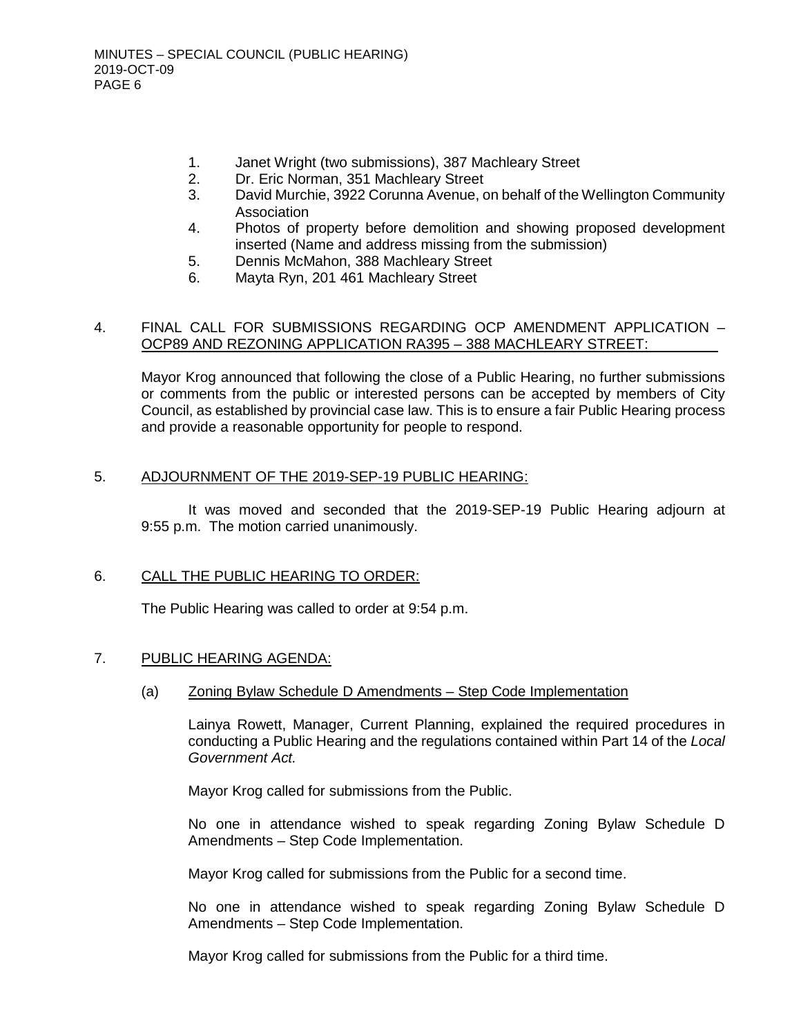1. Janet Wright (two submissions), 387 Machleary Street
2. Dr. Eric Norman, 351 Machleary Street
3. David Murchie, 3922 Corunna Avenue, on behalf of the Wellington Community Association
4. Photos of property before demolition and showing proposed development inserted (Name and address missing from the submission)
5. Dennis McMahon, 388 Machleary Street
6. Mayta Ryn, 201 461 Machleary Street

## 4. FINAL CALL FOR SUBMISSIONS REGARDING OCP AMENDMENT APPLICATION – OCP89 AND REZONING APPLICATION RA395 – 388 MACHLEARY STREET:

Mayor Krog announced that following the close of a Public Hearing, no further submissions or comments from the public or interested persons can be accepted by members of City Council, as established by provincial case law. This is to ensure a fair Public Hearing process and provide a reasonable opportunity for people to respond.

## 5. ADJOURNMENT OF THE 2019-SEP-19 PUBLIC HEARING:

It was moved and seconded that the 2019-SEP-19 Public Hearing adjourn at 9:55 p.m. The motion carried unanimously.

## 6. CALL THE PUBLIC HEARING TO ORDER:

The Public Hearing was called to order at 9:54 p.m.

## 7. PUBLIC HEARING AGENDA:

### (a) Zoning Bylaw Schedule D Amendments – Step Code Implementation

Lainya Rowett, Manager, Current Planning, explained the required procedures in conducting a Public Hearing and the regulations contained within Part 14 of the *Local Government Act.*

Mayor Krog called for submissions from the Public.

No one in attendance wished to speak regarding Zoning Bylaw Schedule D Amendments – Step Code Implementation.

Mayor Krog called for submissions from the Public for a second time.

No one in attendance wished to speak regarding Zoning Bylaw Schedule D Amendments – Step Code Implementation.

Mayor Krog called for submissions from the Public for a third time.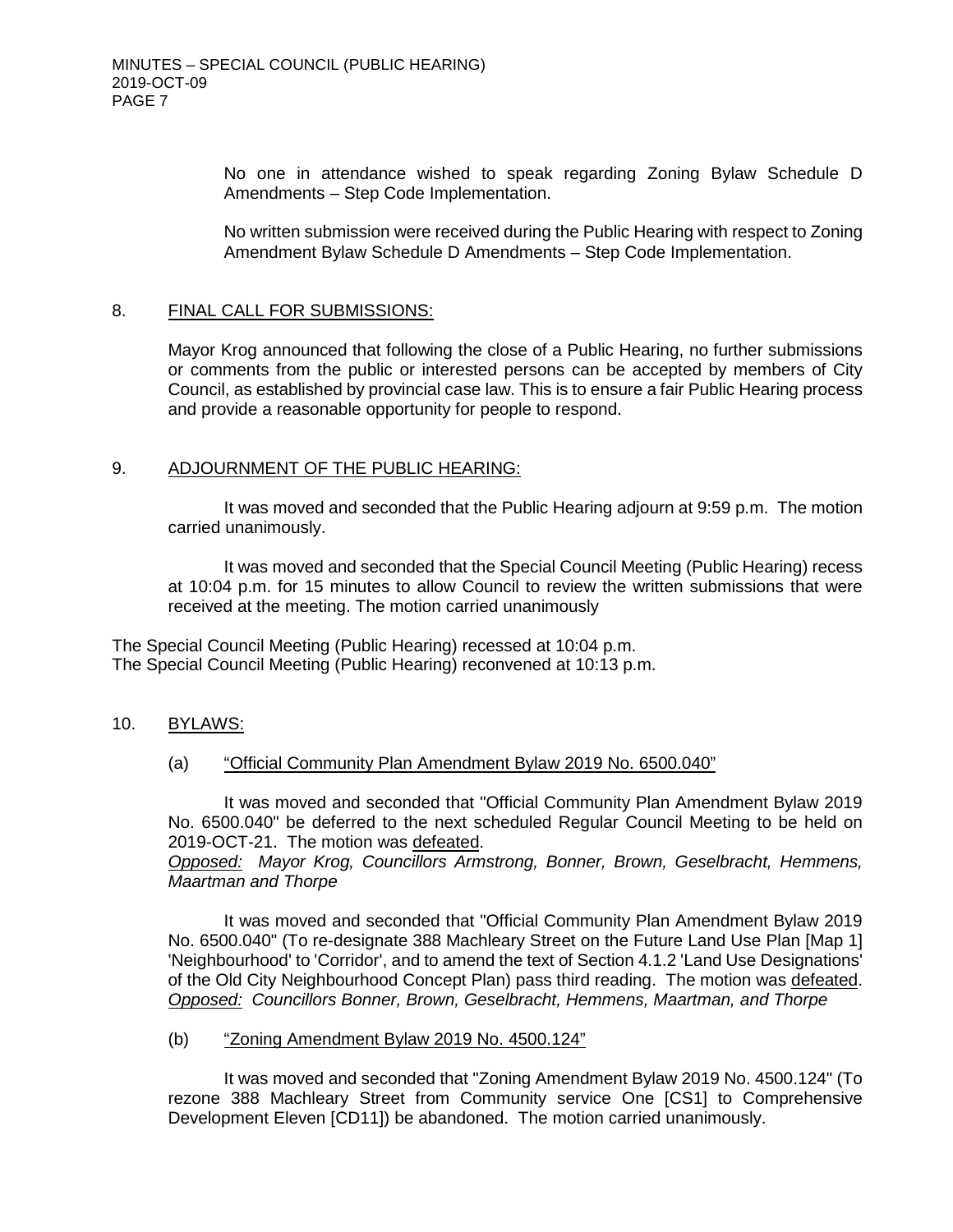No one in attendance wished to speak regarding Zoning Bylaw Schedule D Amendments – Step Code Implementation.

No written submission were received during the Public Hearing with respect to Zoning Amendment Bylaw Schedule D Amendments – Step Code Implementation.

## 8. FINAL CALL FOR SUBMISSIONS:

Mayor Krog announced that following the close of a Public Hearing, no further submissions or comments from the public or interested persons can be accepted by members of City Council, as established by provincial case law. This is to ensure a fair Public Hearing process and provide a reasonable opportunity for people to respond.

## 9. ADJOURNMENT OF THE PUBLIC HEARING:

It was moved and seconded that the Public Hearing adjourn at 9:59 p.m. The motion carried unanimously.

It was moved and seconded that the Special Council Meeting (Public Hearing) recess at 10:04 p.m. for 15 minutes to allow Council to review the written submissions that were received at the meeting. The motion carried unanimously

The Special Council Meeting (Public Hearing) recessed at 10:04 p.m.
The Special Council Meeting (Public Hearing) reconvened at 10:13 p.m.

## 10. BYLAWS:

### (a) "Official Community Plan Amendment Bylaw 2019 No. 6500.040"

It was moved and seconded that "Official Community Plan Amendment Bylaw 2019 No. 6500.040" be deferred to the next scheduled Regular Council Meeting to be held on 2019-OCT-21. The motion was defeated.
*Opposed: Mayor Krog, Councillors Armstrong, Bonner, Brown, Geselbracht, Hemmens, Maartman and Thorpe*

It was moved and seconded that "Official Community Plan Amendment Bylaw 2019 No. 6500.040" (To re-designate 388 Machleary Street on the Future Land Use Plan [Map 1] 'Neighbourhood' to 'Corridor', and to amend the text of Section 4.1.2 'Land Use Designations' of the Old City Neighbourhood Concept Plan) pass third reading. The motion was defeated.
*Opposed: Councillors Bonner, Brown, Geselbracht, Hemmens, Maartman, and Thorpe*

### (b) "Zoning Amendment Bylaw 2019 No. 4500.124"

It was moved and seconded that "Zoning Amendment Bylaw 2019 No. 4500.124" (To rezone 388 Machleary Street from Community service One [CS1] to Comprehensive Development Eleven [CD11]) be abandoned. The motion carried unanimously.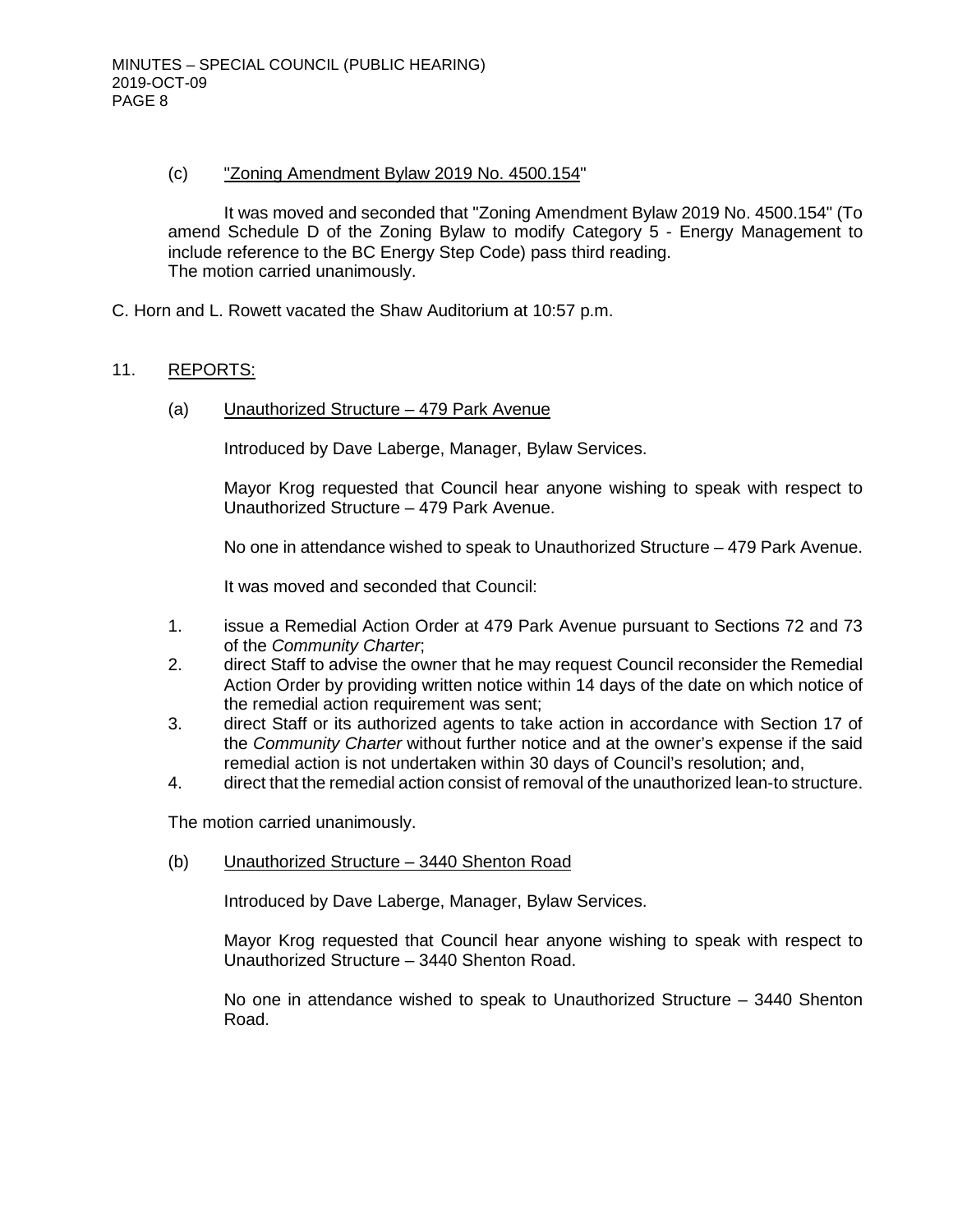(c) "Zoning Amendment Bylaw 2019 No. 4500.154"

It was moved and seconded that "Zoning Amendment Bylaw 2019 No. 4500.154" (To amend Schedule D of the Zoning Bylaw to modify Category 5 - Energy Management to include reference to the BC Energy Step Code) pass third reading.
The motion carried unanimously.

C. Horn and L. Rowett vacated the Shaw Auditorium at 10:57 p.m.

## 11. REPORTS:

### (a) Unauthorized Structure – 479 Park Avenue

Introduced by Dave Laberge, Manager, Bylaw Services.

Mayor Krog requested that Council hear anyone wishing to speak with respect to Unauthorized Structure – 479 Park Avenue.

No one in attendance wished to speak to Unauthorized Structure – 479 Park Avenue.

It was moved and seconded that Council:

1. issue a Remedial Action Order at 479 Park Avenue pursuant to Sections 72 and 73 of the *Community Charter*;
2. direct Staff to advise the owner that he may request Council reconsider the Remedial Action Order by providing written notice within 14 days of the date on which notice of the remedial action requirement was sent;
3. direct Staff or its authorized agents to take action in accordance with Section 17 of the *Community Charter* without further notice and at the owner's expense if the said remedial action is not undertaken within 30 days of Council's resolution; and,
4. direct that the remedial action consist of removal of the unauthorized lean-to structure.

The motion carried unanimously.

### (b) Unauthorized Structure – 3440 Shenton Road

Introduced by Dave Laberge, Manager, Bylaw Services.

Mayor Krog requested that Council hear anyone wishing to speak with respect to Unauthorized Structure – 3440 Shenton Road.

No one in attendance wished to speak to Unauthorized Structure – 3440 Shenton Road.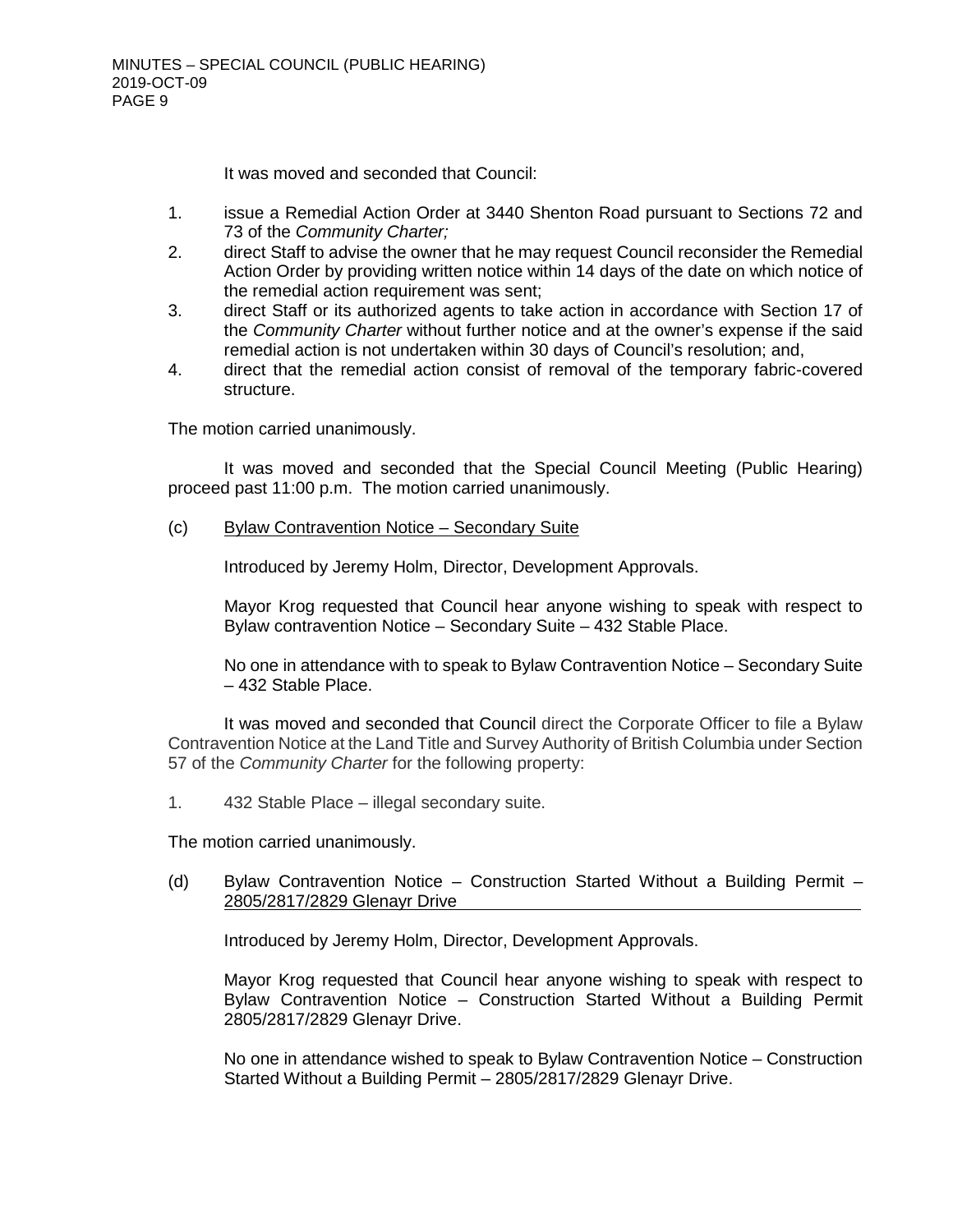It was moved and seconded that Council:

1. issue a Remedial Action Order at 3440 Shenton Road pursuant to Sections 72 and 73 of the *Community Charter;*
2. direct Staff to advise the owner that he may request Council reconsider the Remedial Action Order by providing written notice within 14 days of the date on which notice of the remedial action requirement was sent;
3. direct Staff or its authorized agents to take action in accordance with Section 17 of the *Community Charter* without further notice and at the owner's expense if the said remedial action is not undertaken within 30 days of Council's resolution; and,
4. direct that the remedial action consist of removal of the temporary fabric-covered structure.

The motion carried unanimously.

It was moved and seconded that the Special Council Meeting (Public Hearing) proceed past 11:00 p.m. The motion carried unanimously.

(c) Bylaw Contravention Notice – Secondary Suite

Introduced by Jeremy Holm, Director, Development Approvals.

Mayor Krog requested that Council hear anyone wishing to speak with respect to Bylaw contravention Notice – Secondary Suite – 432 Stable Place.

No one in attendance with to speak to Bylaw Contravention Notice – Secondary Suite – 432 Stable Place.

It was moved and seconded that Council direct the Corporate Officer to file a Bylaw Contravention Notice at the Land Title and Survey Authority of British Columbia under Section 57 of the *Community Charter* for the following property:

1. 432 Stable Place – illegal secondary suite.

The motion carried unanimously.

(d) Bylaw Contravention Notice – Construction Started Without a Building Permit – 2805/2817/2829 Glenayr Drive

Introduced by Jeremy Holm, Director, Development Approvals.

Mayor Krog requested that Council hear anyone wishing to speak with respect to Bylaw Contravention Notice – Construction Started Without a Building Permit 2805/2817/2829 Glenayr Drive.

No one in attendance wished to speak to Bylaw Contravention Notice – Construction Started Without a Building Permit – 2805/2817/2829 Glenayr Drive.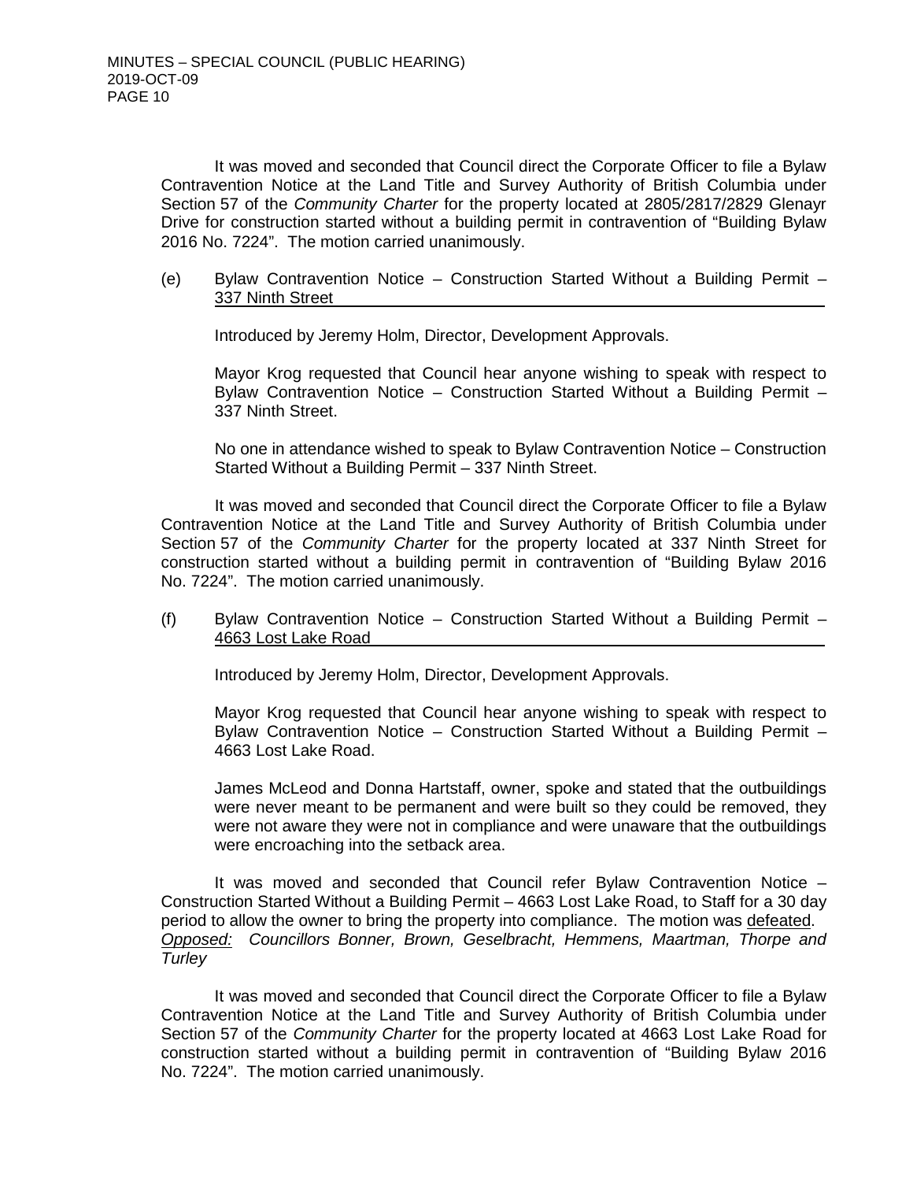It was moved and seconded that Council direct the Corporate Officer to file a Bylaw Contravention Notice at the Land Title and Survey Authority of British Columbia under Section 57 of the *Community Charter* for the property located at 2805/2817/2829 Glenayr Drive for construction started without a building permit in contravention of “Building Bylaw 2016 No. 7224”. The motion carried unanimously.

(e) Bylaw Contravention Notice – Construction Started Without a Building Permit – 337 Ninth Street

Introduced by Jeremy Holm, Director, Development Approvals.

Mayor Krog requested that Council hear anyone wishing to speak with respect to Bylaw Contravention Notice – Construction Started Without a Building Permit – 337 Ninth Street.

No one in attendance wished to speak to Bylaw Contravention Notice – Construction Started Without a Building Permit – 337 Ninth Street.

It was moved and seconded that Council direct the Corporate Officer to file a Bylaw Contravention Notice at the Land Title and Survey Authority of British Columbia under Section 57 of the *Community Charter* for the property located at 337 Ninth Street for construction started without a building permit in contravention of “Building Bylaw 2016 No. 7224”. The motion carried unanimously.

(f) Bylaw Contravention Notice – Construction Started Without a Building Permit – 4663 Lost Lake Road

Introduced by Jeremy Holm, Director, Development Approvals.

Mayor Krog requested that Council hear anyone wishing to speak with respect to Bylaw Contravention Notice – Construction Started Without a Building Permit – 4663 Lost Lake Road.

James McLeod and Donna Hartstaff, owner, spoke and stated that the outbuildings were never meant to be permanent and were built so they could be removed, they were not aware they were not in compliance and were unaware that the outbuildings were encroaching into the setback area.

It was moved and seconded that Council refer Bylaw Contravention Notice – Construction Started Without a Building Permit – 4663 Lost Lake Road, to Staff for a 30 day period to allow the owner to bring the property into compliance. The motion was defeated.
*Opposed: Councillors Bonner, Brown, Geselbracht, Hemmens, Maartman, Thorpe and Turley*

It was moved and seconded that Council direct the Corporate Officer to file a Bylaw Contravention Notice at the Land Title and Survey Authority of British Columbia under Section 57 of the *Community Charter* for the property located at 4663 Lost Lake Road for construction started without a building permit in contravention of “Building Bylaw 2016 No. 7224”. The motion carried unanimously.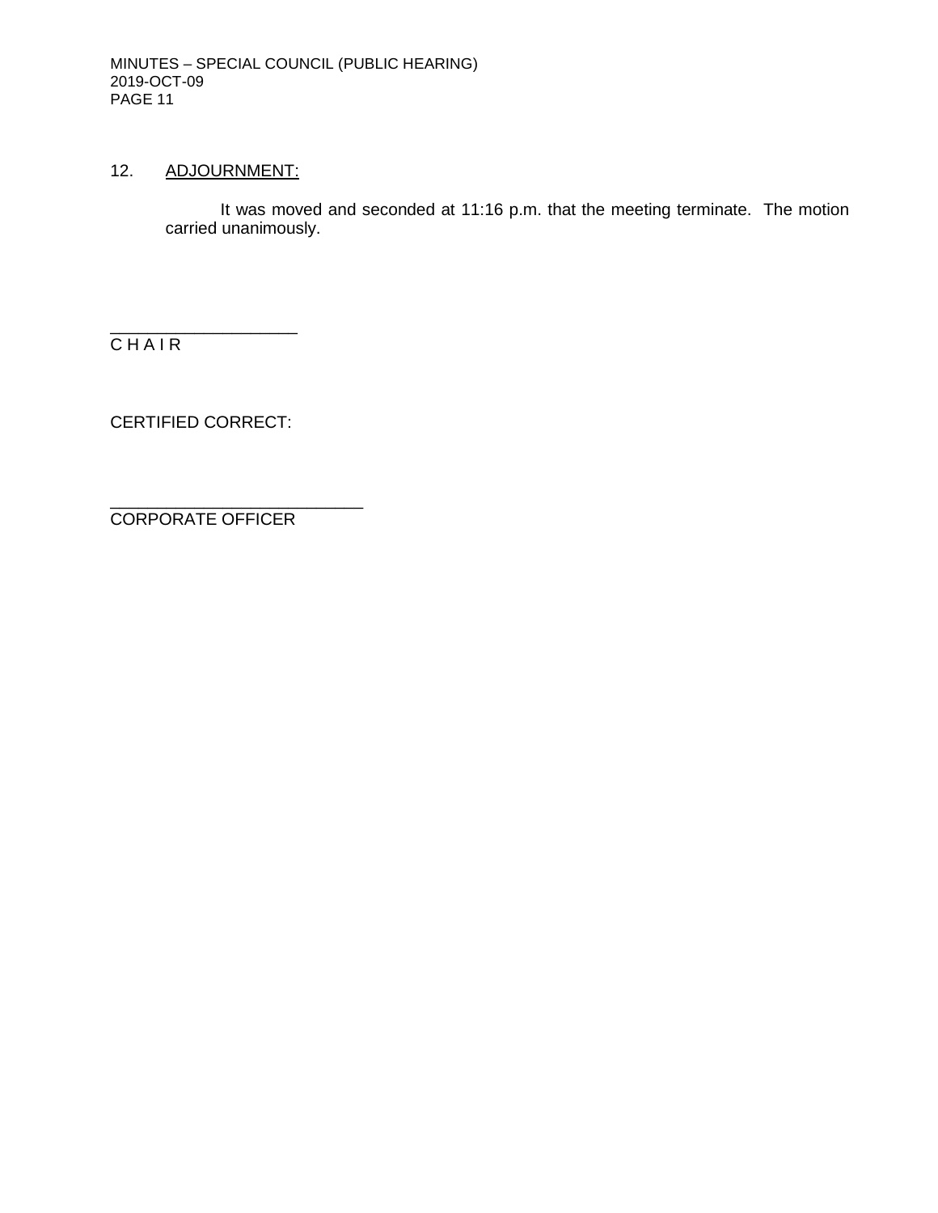## 12. ADJOURNMENT:

It was moved and seconded at 11:16 p.m. that the meeting terminate. The motion carried unanimously.

\_\_\_\_\_\_\_\_\_\_\_\_\_\_\_\_\_\_\_\_

C H A I R

CERTIFIED CORRECT:

\_\_\_\_\_\_\_\_\_\_\_\_\_\_\_\_\_\_\_\_\_\_\_\_\_\_

CORPORATE OFFICER